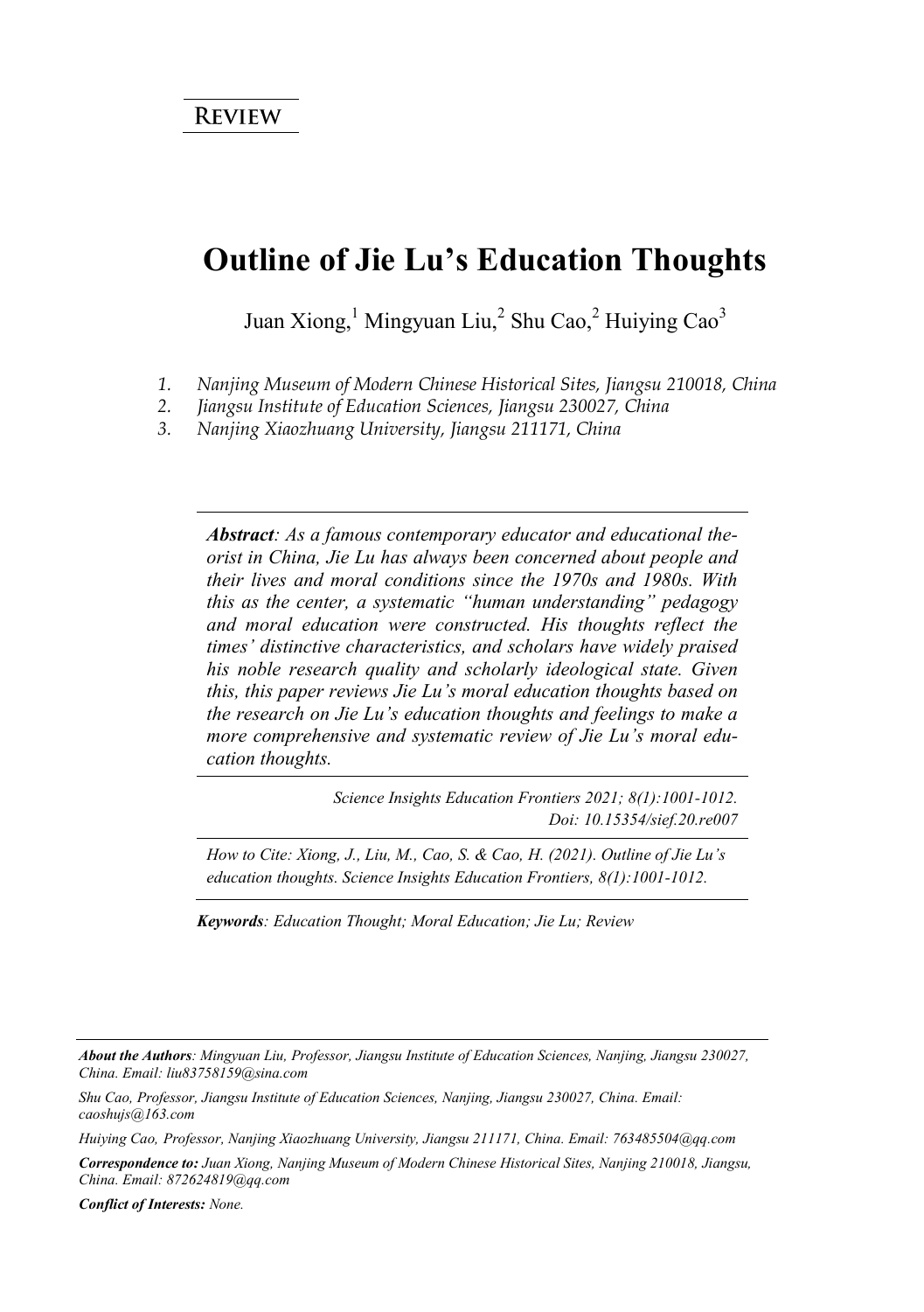**REVIEW**

# Outline of Jie Lu's Education Thoughts

Juan Xiong,[1] Mingyuan Liu,[2] Shu Cao,[2] Huiying Cao[3]

1. *Nanjing Museum of Modern Chinese Historical Sites, Jiangsu 210018, China*
2. *Jiangsu Institute of Education Sciences, Jiangsu 230027, China*
3. *Nanjing Xiaozhuang University, Jiangsu 211171, China*

***Abstract**: As a famous contemporary educator and educational theorist in China, Jie Lu has always been concerned about people and their lives and moral conditions since the 1970s and 1980s. With this as the center, a systematic "human understanding" pedagogy and moral education were constructed. His thoughts reflect the times' distinctive characteristics, and scholars have widely praised his noble research quality and scholarly ideological state. Given this, this paper reviews Jie Lu's moral education thoughts based on the research on Jie Lu's education thoughts and feelings to make a more comprehensive and systematic review of Jie Lu's moral education thoughts.*

*Science Insights Education Frontiers 2021; 8(1):1001-1012.*
*Doi: 10.15354/sief.20.re007*

*How to Cite: Xiong, J., Liu, M., Cao, S. & Cao, H. (2021). Outline of Jie Lu's education thoughts. Science Insights Education Frontiers, 8(1):1001-1012.*

***Keywords**: Education Thought; Moral Education; Jie Lu; Review*

***About the Authors**: Mingyuan Liu, Professor, Jiangsu Institute of Education Sciences, Nanjing, Jiangsu 230027, China. Email: liu83758159@sina.com*

*Shu Cao, Professor, Jiangsu Institute of Education Sciences, Nanjing, Jiangsu 230027, China. Email: caoshujs@163.com*

*Huiying Cao, Professor, Nanjing Xiaozhuang University, Jiangsu 211171, China. Email: 763485504@qq.com*

***Correspondence to:** Juan Xiong, Nanjing Museum of Modern Chinese Historical Sites, Nanjing 210018, Jiangsu, China. Email: 872624819@qq.com*

***Conflict of Interests:** None.*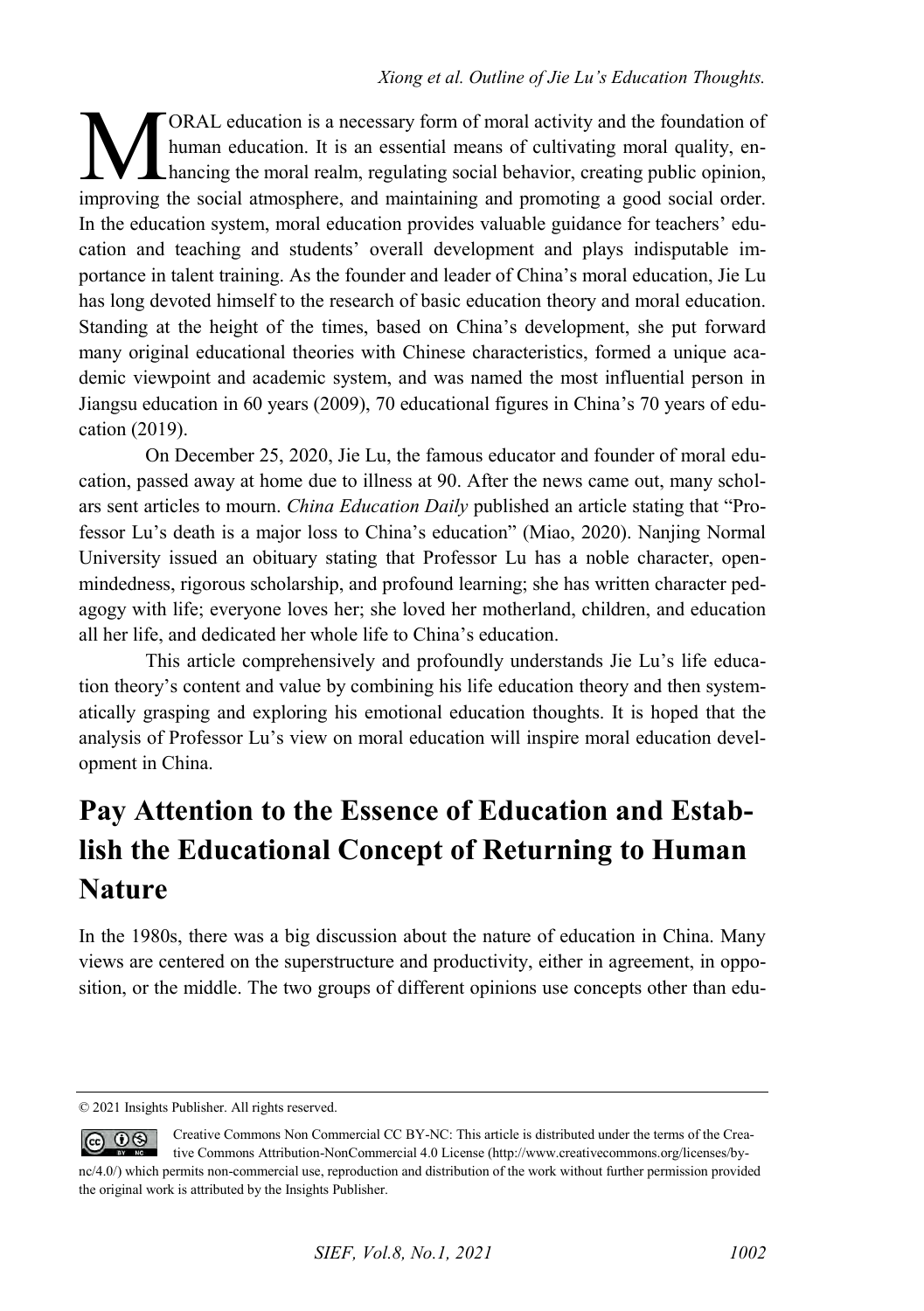MORAL education is a necessary form of moral activity and the foundation of human education. It is an essential means of cultivating moral quality, enhancing the moral realm, regulating social behavior, creating public opinion, improving the social atmosphere, and maintaining and promoting a good social order. In the education system, moral education provides valuable guidance for teachers' education and teaching and students' overall development and plays indisputable importance in talent training. As the founder and leader of China's moral education, Jie Lu has long devoted himself to the research of basic education theory and moral education. Standing at the height of the times, based on China's development, she put forward many original educational theories with Chinese characteristics, formed a unique academic viewpoint and academic system, and was named the most influential person in Jiangsu education in 60 years (2009), 70 educational figures in China's 70 years of education (2019).

On December 25, 2020, Jie Lu, the famous educator and founder of moral education, passed away at home due to illness at 90. After the news came out, many scholars sent articles to mourn. *China Education Daily* published an article stating that "Professor Lu's death is a major loss to China's education" (Miao, 2020). Nanjing Normal University issued an obituary stating that Professor Lu has a noble character, open-mindedness, rigorous scholarship, and profound learning; she has written character pedagogy with life; everyone loves her; she loved her motherland, children, and education all her life, and dedicated her whole life to China's education.

This article comprehensively and profoundly understands Jie Lu's life education theory's content and value by combining his life education theory and then systematically grasping and exploring his emotional education thoughts. It is hoped that the analysis of Professor Lu's view on moral education will inspire moral education development in China.

# Pay Attention to the Essence of Education and Establish the Educational Concept of Returning to Human Nature

In the 1980s, there was a big discussion about the nature of education in China. Many views are centered on the superstructure and productivity, either in agreement, in opposition, or the middle. The two groups of different opinions use concepts other than edu-

© 2021 Insights Publisher. All rights reserved.

Creative Commons Non Commercial CC BY-NC: This article is distributed under the terms of the Creative Commons Attribution-NonCommercial 4.0 License (http://www.creativecommons.org/licenses/by-nc/4.0/) which permits non-commercial use, reproduction and distribution of the work without further permission provided the original work is attributed by the Insights Publisher.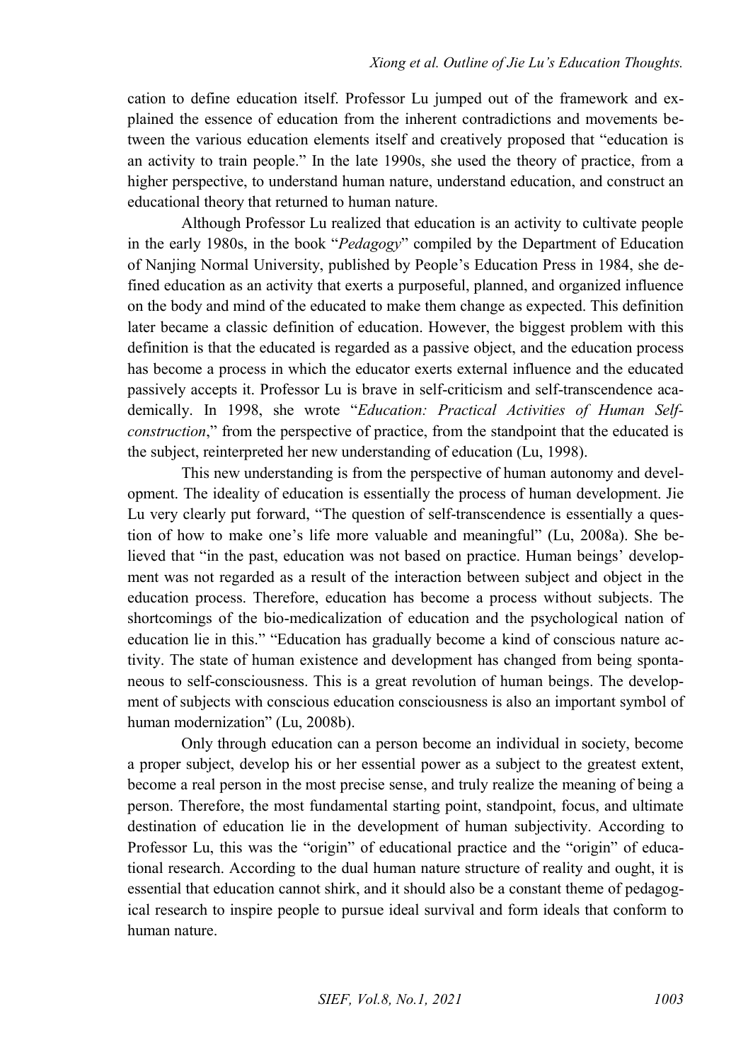cation to define education itself. Professor Lu jumped out of the framework and explained the essence of education from the inherent contradictions and movements between the various education elements itself and creatively proposed that "education is an activity to train people." In the late 1990s, she used the theory of practice, from a higher perspective, to understand human nature, understand education, and construct an educational theory that returned to human nature.

Although Professor Lu realized that education is an activity to cultivate people in the early 1980s, in the book "*Pedagogy*" compiled by the Department of Education of Nanjing Normal University, published by People's Education Press in 1984, she defined education as an activity that exerts a purposeful, planned, and organized influence on the body and mind of the educated to make them change as expected. This definition later became a classic definition of education. However, the biggest problem with this definition is that the educated is regarded as a passive object, and the education process has become a process in which the educator exerts external influence and the educated passively accepts it. Professor Lu is brave in self-criticism and self-transcendence academically. In 1998, she wrote "*Education: Practical Activities of Human Self-construction*," from the perspective of practice, from the standpoint that the educated is the subject, reinterpreted her new understanding of education (Lu, 1998).

This new understanding is from the perspective of human autonomy and development. The ideality of education is essentially the process of human development. Jie Lu very clearly put forward, "The question of self-transcendence is essentially a question of how to make one's life more valuable and meaningful" (Lu, 2008a). She believed that "in the past, education was not based on practice. Human beings' development was not regarded as a result of the interaction between subject and object in the education process. Therefore, education has become a process without subjects. The shortcomings of the bio-medicalization of education and the psychological nation of education lie in this." "Education has gradually become a kind of conscious nature activity. The state of human existence and development has changed from being spontaneous to self-consciousness. This is a great revolution of human beings. The development of subjects with conscious education consciousness is also an important symbol of human modernization" (Lu, 2008b).

Only through education can a person become an individual in society, become a proper subject, develop his or her essential power as a subject to the greatest extent, become a real person in the most precise sense, and truly realize the meaning of being a person. Therefore, the most fundamental starting point, standpoint, focus, and ultimate destination of education lie in the development of human subjectivity. According to Professor Lu, this was the "origin" of educational practice and the "origin" of educational research. According to the dual human nature structure of reality and ought, it is essential that education cannot shirk, and it should also be a constant theme of pedagogical research to inspire people to pursue ideal survival and form ideals that conform to human nature.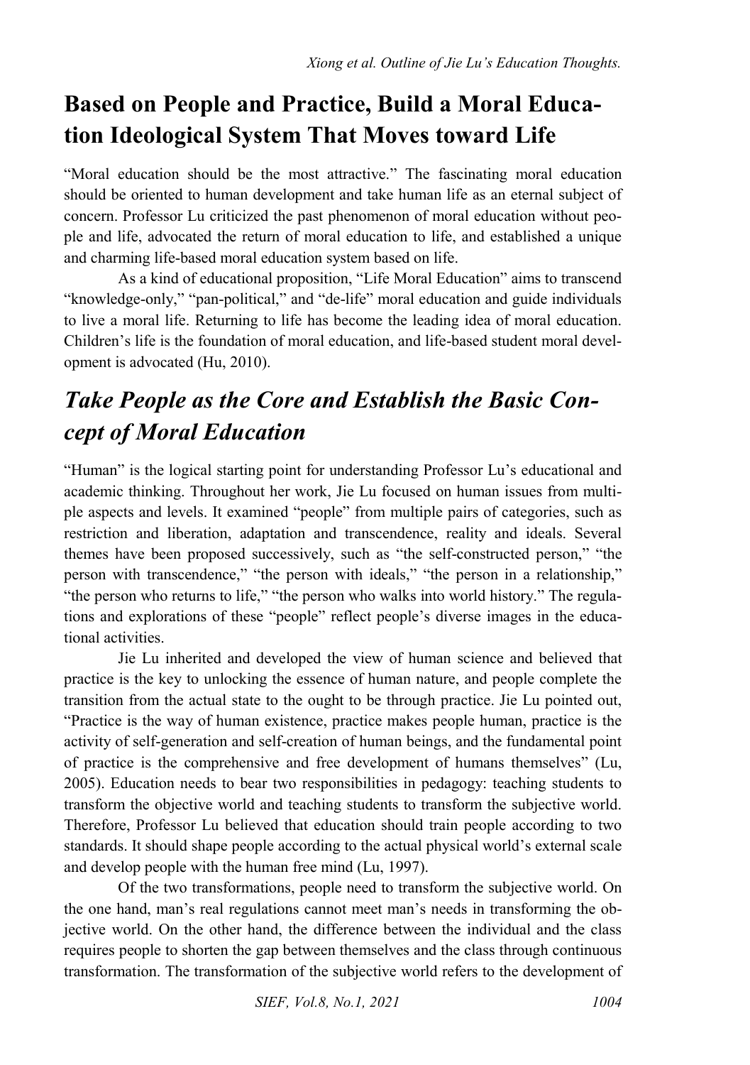## Based on People and Practice, Build a Moral Education Ideological System That Moves toward Life

"Moral education should be the most attractive." The fascinating moral education should be oriented to human development and take human life as an eternal subject of concern. Professor Lu criticized the past phenomenon of moral education without people and life, advocated the return of moral education to life, and established a unique and charming life-based moral education system based on life.

As a kind of educational proposition, "Life Moral Education" aims to transcend "knowledge-only," "pan-political," and "de-life" moral education and guide individuals to live a moral life. Returning to life has become the leading idea of moral education. Children's life is the foundation of moral education, and life-based student moral development is advocated (Hu, 2010).

### *Take People as the Core and Establish the Basic Concept of Moral Education*

"Human" is the logical starting point for understanding Professor Lu's educational and academic thinking. Throughout her work, Jie Lu focused on human issues from multiple aspects and levels. It examined "people" from multiple pairs of categories, such as restriction and liberation, adaptation and transcendence, reality and ideals. Several themes have been proposed successively, such as "the self-constructed person," "the person with transcendence," "the person with ideals," "the person in a relationship," "the person who returns to life," "the person who walks into world history." The regulations and explorations of these "people" reflect people's diverse images in the educational activities.

Jie Lu inherited and developed the view of human science and believed that practice is the key to unlocking the essence of human nature, and people complete the transition from the actual state to the ought to be through practice. Jie Lu pointed out, "Practice is the way of human existence, practice makes people human, practice is the activity of self-generation and self-creation of human beings, and the fundamental point of practice is the comprehensive and free development of humans themselves" (Lu, 2005). Education needs to bear two responsibilities in pedagogy: teaching students to transform the objective world and teaching students to transform the subjective world. Therefore, Professor Lu believed that education should train people according to two standards. It should shape people according to the actual physical world's external scale and develop people with the human free mind (Lu, 1997).

Of the two transformations, people need to transform the subjective world. On the one hand, man's real regulations cannot meet man's needs in transforming the objective world. On the other hand, the difference between the individual and the class requires people to shorten the gap between themselves and the class through continuous transformation. The transformation of the subjective world refers to the development of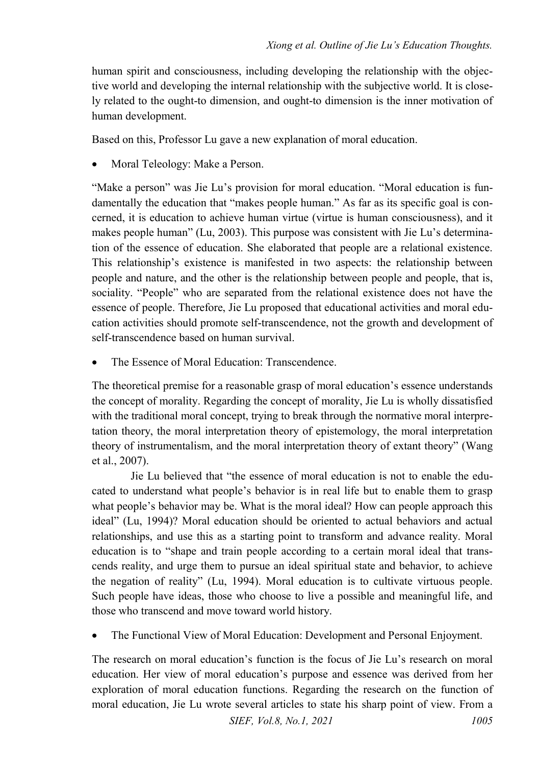human spirit and consciousness, including developing the relationship with the objective world and developing the internal relationship with the subjective world. It is closely related to the ought-to dimension, and ought-to dimension is the inner motivation of human development.

Based on this, Professor Lu gave a new explanation of moral education.

- Moral Teleology: Make a Person.

"Make a person" was Jie Lu's provision for moral education. "Moral education is fundamentally the education that "makes people human." As far as its specific goal is concerned, it is education to achieve human virtue (virtue is human consciousness), and it makes people human" (Lu, 2003). This purpose was consistent with Jie Lu's determination of the essence of education. She elaborated that people are a relational existence. This relationship's existence is manifested in two aspects: the relationship between people and nature, and the other is the relationship between people and people, that is, sociality. "People" who are separated from the relational existence does not have the essence of people. Therefore, Jie Lu proposed that educational activities and moral education activities should promote self-transcendence, not the growth and development of self-transcendence based on human survival.

- The Essence of Moral Education: Transcendence.

The theoretical premise for a reasonable grasp of moral education's essence understands the concept of morality. Regarding the concept of morality, Jie Lu is wholly dissatisfied with the traditional moral concept, trying to break through the normative moral interpretation theory, the moral interpretation theory of epistemology, the moral interpretation theory of instrumentalism, and the moral interpretation theory of extant theory" (Wang et al., 2007).

Jie Lu believed that "the essence of moral education is not to enable the educated to understand what people's behavior is in real life but to enable them to grasp what people's behavior may be. What is the moral ideal? How can people approach this ideal" (Lu, 1994)? Moral education should be oriented to actual behaviors and actual relationships, and use this as a starting point to transform and advance reality. Moral education is to "shape and train people according to a certain moral ideal that transcends reality, and urge them to pursue an ideal spiritual state and behavior, to achieve the negation of reality" (Lu, 1994). Moral education is to cultivate virtuous people. Such people have ideas, those who choose to live a possible and meaningful life, and those who transcend and move toward world history.

- The Functional View of Moral Education: Development and Personal Enjoyment.

The research on moral education's function is the focus of Jie Lu's research on moral education. Her view of moral education's purpose and essence was derived from her exploration of moral education functions. Regarding the research on the function of moral education, Jie Lu wrote several articles to state his sharp point of view. From a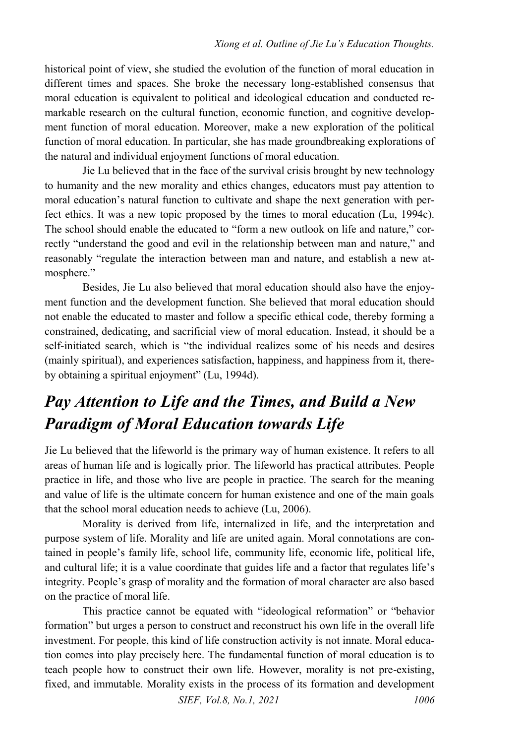historical point of view, she studied the evolution of the function of moral education in different times and spaces. She broke the necessary long-established consensus that moral education is equivalent to political and ideological education and conducted remarkable research on the cultural function, economic function, and cognitive development function of moral education. Moreover, make a new exploration of the political function of moral education. In particular, she has made groundbreaking explorations of the natural and individual enjoyment functions of moral education.

Jie Lu believed that in the face of the survival crisis brought by new technology to humanity and the new morality and ethics changes, educators must pay attention to moral education's natural function to cultivate and shape the next generation with perfect ethics. It was a new topic proposed by the times to moral education (Lu, 1994c). The school should enable the educated to "form a new outlook on life and nature," correctly "understand the good and evil in the relationship between man and nature," and reasonably "regulate the interaction between man and nature, and establish a new atmosphere."

Besides, Jie Lu also believed that moral education should also have the enjoyment function and the development function. She believed that moral education should not enable the educated to master and follow a specific ethical code, thereby forming a constrained, dedicating, and sacrificial view of moral education. Instead, it should be a self-initiated search, which is "the individual realizes some of his needs and desires (mainly spiritual), and experiences satisfaction, happiness, and happiness from it, thereby obtaining a spiritual enjoyment" (Lu, 1994d).

## *Pay Attention to Life and the Times, and Build a New Paradigm of Moral Education towards Life*

Jie Lu believed that the lifeworld is the primary way of human existence. It refers to all areas of human life and is logically prior. The lifeworld has practical attributes. People practice in life, and those who live are people in practice. The search for the meaning and value of life is the ultimate concern for human existence and one of the main goals that the school moral education needs to achieve (Lu, 2006).

Morality is derived from life, internalized in life, and the interpretation and purpose system of life. Morality and life are united again. Moral connotations are contained in people's family life, school life, community life, economic life, political life, and cultural life; it is a value coordinate that guides life and a factor that regulates life's integrity. People's grasp of morality and the formation of moral character are also based on the practice of moral life.

This practice cannot be equated with "ideological reformation" or "behavior formation" but urges a person to construct and reconstruct his own life in the overall life investment. For people, this kind of life construction activity is not innate. Moral education comes into play precisely here. The fundamental function of moral education is to teach people how to construct their own life. However, morality is not pre-existing, fixed, and immutable. Morality exists in the process of its formation and development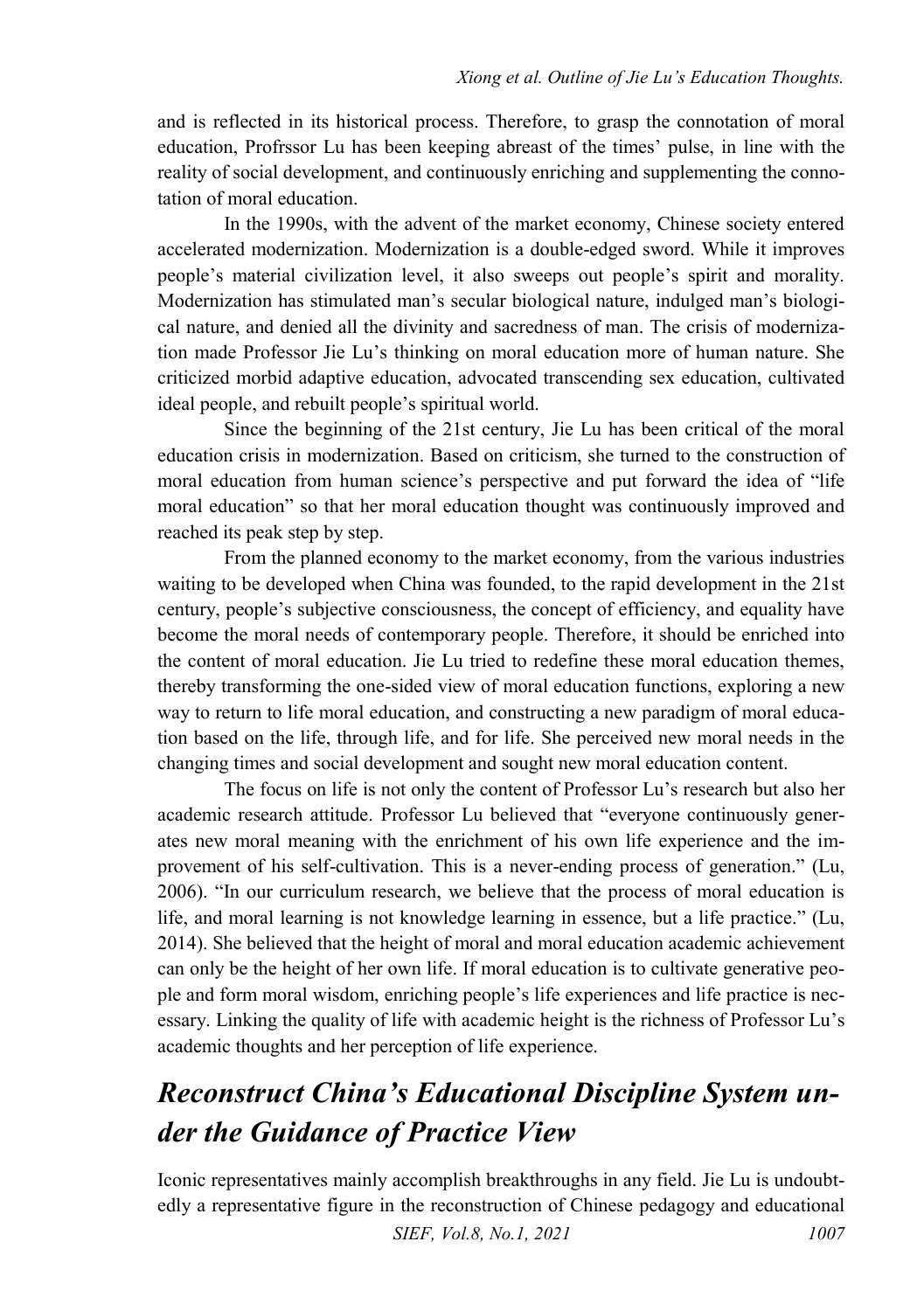and is reflected in its historical process. Therefore, to grasp the connotation of moral education, Profrssor Lu has been keeping abreast of the times' pulse, in line with the reality of social development, and continuously enriching and supplementing the connotation of moral education.

In the 1990s, with the advent of the market economy, Chinese society entered accelerated modernization. Modernization is a double-edged sword. While it improves people's material civilization level, it also sweeps out people's spirit and morality. Modernization has stimulated man's secular biological nature, indulged man's biological nature, and denied all the divinity and sacredness of man. The crisis of modernization made Professor Jie Lu's thinking on moral education more of human nature. She criticized morbid adaptive education, advocated transcending sex education, cultivated ideal people, and rebuilt people's spiritual world.

Since the beginning of the 21st century, Jie Lu has been critical of the moral education crisis in modernization. Based on criticism, she turned to the construction of moral education from human science's perspective and put forward the idea of "life moral education" so that her moral education thought was continuously improved and reached its peak step by step.

From the planned economy to the market economy, from the various industries waiting to be developed when China was founded, to the rapid development in the 21st century, people's subjective consciousness, the concept of efficiency, and equality have become the moral needs of contemporary people. Therefore, it should be enriched into the content of moral education. Jie Lu tried to redefine these moral education themes, thereby transforming the one-sided view of moral education functions, exploring a new way to return to life moral education, and constructing a new paradigm of moral education based on the life, through life, and for life. She perceived new moral needs in the changing times and social development and sought new moral education content.

The focus on life is not only the content of Professor Lu's research but also her academic research attitude. Professor Lu believed that "everyone continuously generates new moral meaning with the enrichment of his own life experience and the improvement of his self-cultivation. This is a never-ending process of generation." (Lu, 2006). "In our curriculum research, we believe that the process of moral education is life, and moral learning is not knowledge learning in essence, but a life practice." (Lu, 2014). She believed that the height of moral and moral education academic achievement can only be the height of her own life. If moral education is to cultivate generative people and form moral wisdom, enriching people's life experiences and life practice is necessary. Linking the quality of life with academic height is the richness of Professor Lu's academic thoughts and her perception of life experience.

## *Reconstruct China's Educational Discipline System under the Guidance of Practice View*

Iconic representatives mainly accomplish breakthroughs in any field. Jie Lu is undoubtedly a representative figure in the reconstruction of Chinese pedagogy and educational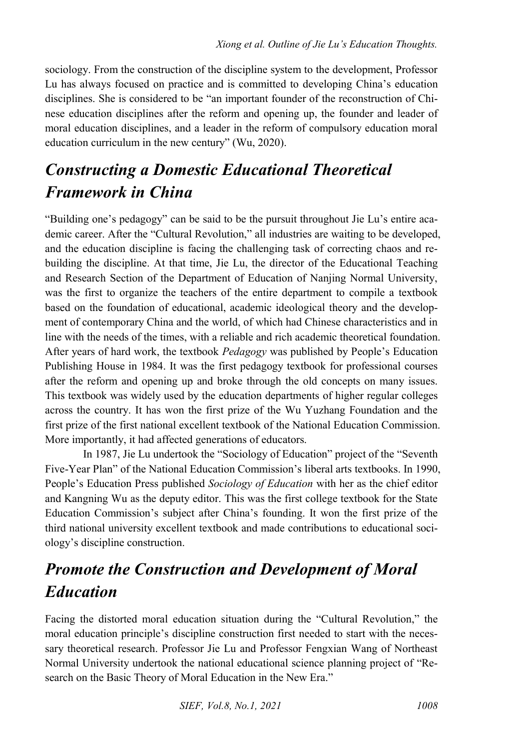sociology. From the construction of the discipline system to the development, Professor Lu has always focused on practice and is committed to developing China's education disciplines. She is considered to be "an important founder of the reconstruction of Chinese education disciplines after the reform and opening up, the founder and leader of moral education disciplines, and a leader in the reform of compulsory education moral education curriculum in the new century" (Wu, 2020).

## *Constructing a Domestic Educational Theoretical Framework in China*

"Building one's pedagogy" can be said to be the pursuit throughout Jie Lu's entire academic career. After the "Cultural Revolution," all industries are waiting to be developed, and the education discipline is facing the challenging task of correcting chaos and rebuilding the discipline. At that time, Jie Lu, the director of the Educational Teaching and Research Section of the Department of Education of Nanjing Normal University, was the first to organize the teachers of the entire department to compile a textbook based on the foundation of educational, academic ideological theory and the development of contemporary China and the world, of which had Chinese characteristics and in line with the needs of the times, with a reliable and rich academic theoretical foundation. After years of hard work, the textbook *Pedagogy* was published by People's Education Publishing House in 1984. It was the first pedagogy textbook for professional courses after the reform and opening up and broke through the old concepts on many issues. This textbook was widely used by the education departments of higher regular colleges across the country. It has won the first prize of the Wu Yuzhang Foundation and the first prize of the first national excellent textbook of the National Education Commission. More importantly, it had affected generations of educators.

In 1987, Jie Lu undertook the "Sociology of Education" project of the "Seventh Five-Year Plan" of the National Education Commission's liberal arts textbooks. In 1990, People's Education Press published *Sociology of Education* with her as the chief editor and Kangning Wu as the deputy editor. This was the first college textbook for the State Education Commission's subject after China's founding. It won the first prize of the third national university excellent textbook and made contributions to educational sociology's discipline construction.

## *Promote the Construction and Development of Moral Education*

Facing the distorted moral education situation during the "Cultural Revolution," the moral education principle's discipline construction first needed to start with the necessary theoretical research. Professor Jie Lu and Professor Fengxian Wang of Northeast Normal University undertook the national educational science planning project of "Research on the Basic Theory of Moral Education in the New Era."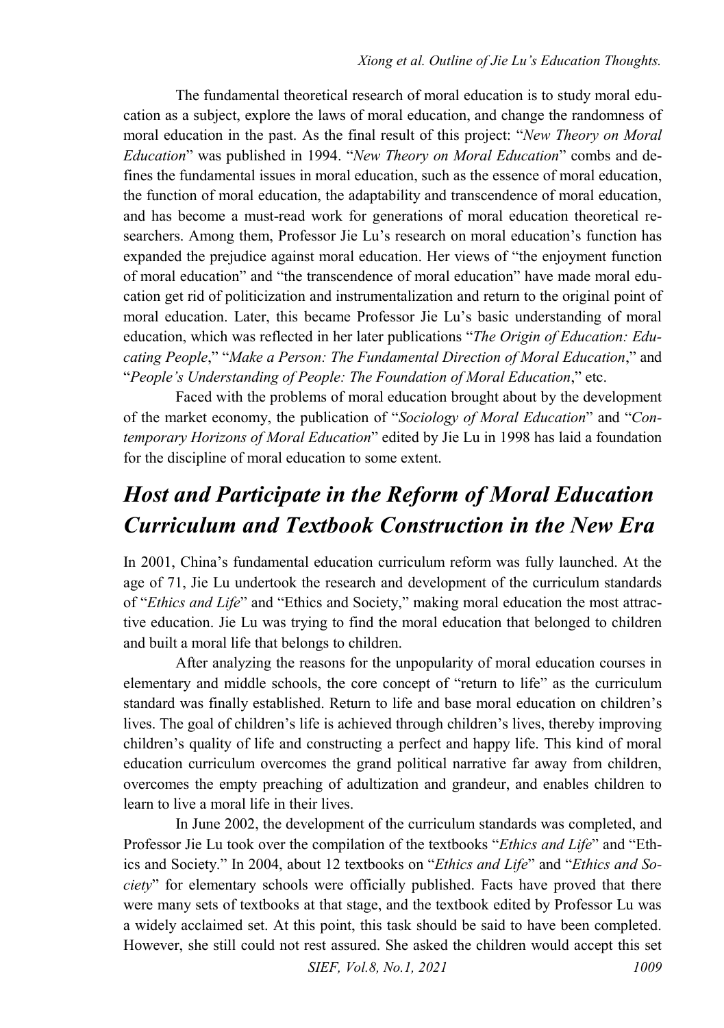The fundamental theoretical research of moral education is to study moral education as a subject, explore the laws of moral education, and change the randomness of moral education in the past. As the final result of this project: "*New Theory on Moral Education*" was published in 1994. "*New Theory on Moral Education*" combs and defines the fundamental issues in moral education, such as the essence of moral education, the function of moral education, the adaptability and transcendence of moral education, and has become a must-read work for generations of moral education theoretical researchers. Among them, Professor Jie Lu's research on moral education's function has expanded the prejudice against moral education. Her views of "the enjoyment function of moral education" and "the transcendence of moral education" have made moral education get rid of politicization and instrumentalization and return to the original point of moral education. Later, this became Professor Jie Lu's basic understanding of moral education, which was reflected in her later publications "*The Origin of Education: Educating People*," "*Make a Person: The Fundamental Direction of Moral Education*," and "*People's Understanding of People: The Foundation of Moral Education*," etc.

Faced with the problems of moral education brought about by the development of the market economy, the publication of "*Sociology of Moral Education*" and "*Contemporary Horizons of Moral Education*" edited by Jie Lu in 1998 has laid a foundation for the discipline of moral education to some extent.

## *Host and Participate in the Reform of Moral Education Curriculum and Textbook Construction in the New Era*

In 2001, China's fundamental education curriculum reform was fully launched. At the age of 71, Jie Lu undertook the research and development of the curriculum standards of "*Ethics and Life*" and "Ethics and Society," making moral education the most attractive education. Jie Lu was trying to find the moral education that belonged to children and built a moral life that belongs to children.

After analyzing the reasons for the unpopularity of moral education courses in elementary and middle schools, the core concept of "return to life" as the curriculum standard was finally established. Return to life and base moral education on children's lives. The goal of children's life is achieved through children's lives, thereby improving children's quality of life and constructing a perfect and happy life. This kind of moral education curriculum overcomes the grand political narrative far away from children, overcomes the empty preaching of adultization and grandeur, and enables children to learn to live a moral life in their lives.

In June 2002, the development of the curriculum standards was completed, and Professor Jie Lu took over the compilation of the textbooks "*Ethics and Life*" and "Ethics and Society." In 2004, about 12 textbooks on "*Ethics and Life*" and "*Ethics and Society*" for elementary schools were officially published. Facts have proved that there were many sets of textbooks at that stage, and the textbook edited by Professor Lu was a widely acclaimed set. At this point, this task should be said to have been completed. However, she still could not rest assured. She asked the children would accept this set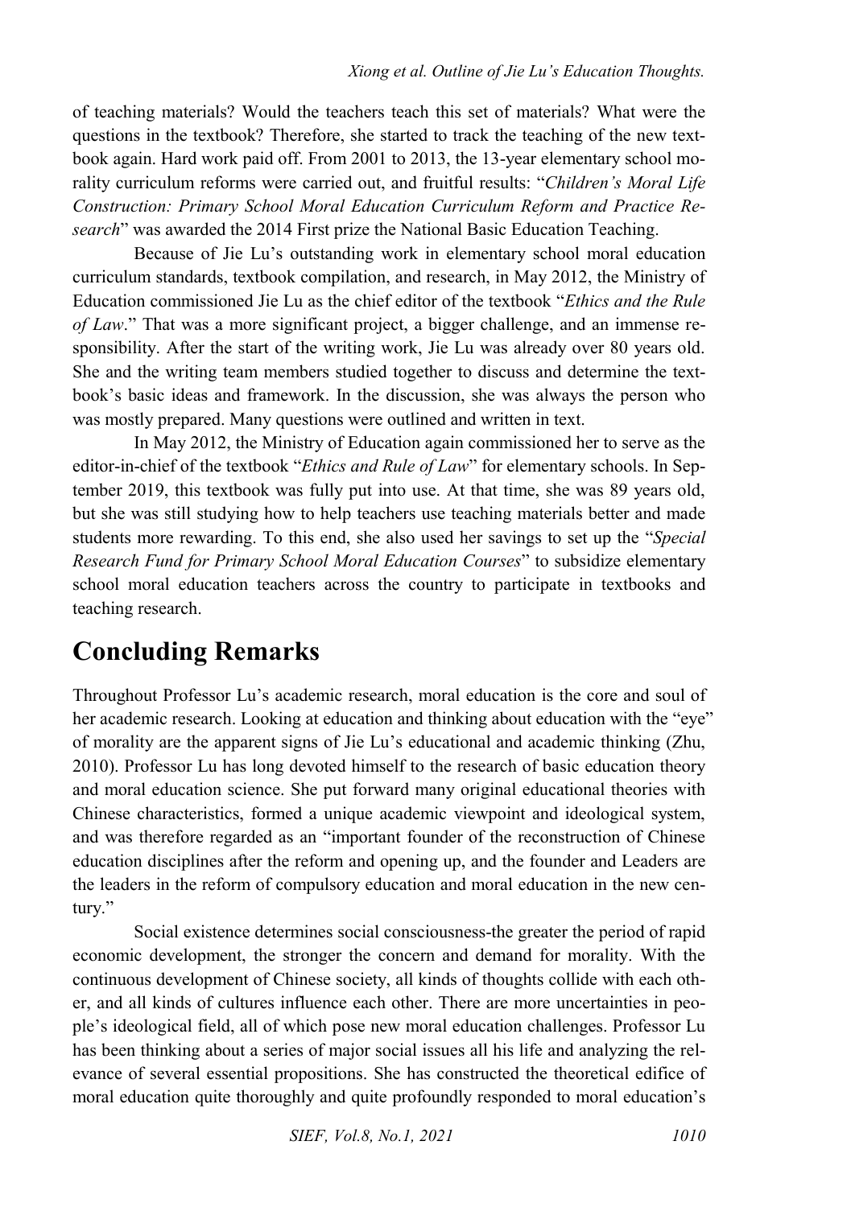of teaching materials? Would the teachers teach this set of materials? What were the questions in the textbook? Therefore, she started to track the teaching of the new textbook again. Hard work paid off. From 2001 to 2013, the 13-year elementary school morality curriculum reforms were carried out, and fruitful results: "*Children's Moral Life Construction: Primary School Moral Education Curriculum Reform and Practice Research*" was awarded the 2014 First prize the National Basic Education Teaching.

Because of Jie Lu's outstanding work in elementary school moral education curriculum standards, textbook compilation, and research, in May 2012, the Ministry of Education commissioned Jie Lu as the chief editor of the textbook "*Ethics and the Rule of Law*." That was a more significant project, a bigger challenge, and an immense responsibility. After the start of the writing work, Jie Lu was already over 80 years old. She and the writing team members studied together to discuss and determine the textbook's basic ideas and framework. In the discussion, she was always the person who was mostly prepared. Many questions were outlined and written in text.

In May 2012, the Ministry of Education again commissioned her to serve as the editor-in-chief of the textbook "*Ethics and Rule of Law*" for elementary schools. In September 2019, this textbook was fully put into use. At that time, she was 89 years old, but she was still studying how to help teachers use teaching materials better and made students more rewarding. To this end, she also used her savings to set up the "*Special Research Fund for Primary School Moral Education Courses*" to subsidize elementary school moral education teachers across the country to participate in textbooks and teaching research.

# Concluding Remarks

Throughout Professor Lu's academic research, moral education is the core and soul of her academic research. Looking at education and thinking about education with the "eye" of morality are the apparent signs of Jie Lu's educational and academic thinking (Zhu, 2010). Professor Lu has long devoted himself to the research of basic education theory and moral education science. She put forward many original educational theories with Chinese characteristics, formed a unique academic viewpoint and ideological system, and was therefore regarded as an "important founder of the reconstruction of Chinese education disciplines after the reform and opening up, and the founder and Leaders are the leaders in the reform of compulsory education and moral education in the new century."

Social existence determines social consciousness-the greater the period of rapid economic development, the stronger the concern and demand for morality. With the continuous development of Chinese society, all kinds of thoughts collide with each other, and all kinds of cultures influence each other. There are more uncertainties in people's ideological field, all of which pose new moral education challenges. Professor Lu has been thinking about a series of major social issues all his life and analyzing the relevance of several essential propositions. She has constructed the theoretical edifice of moral education quite thoroughly and quite profoundly responded to moral education's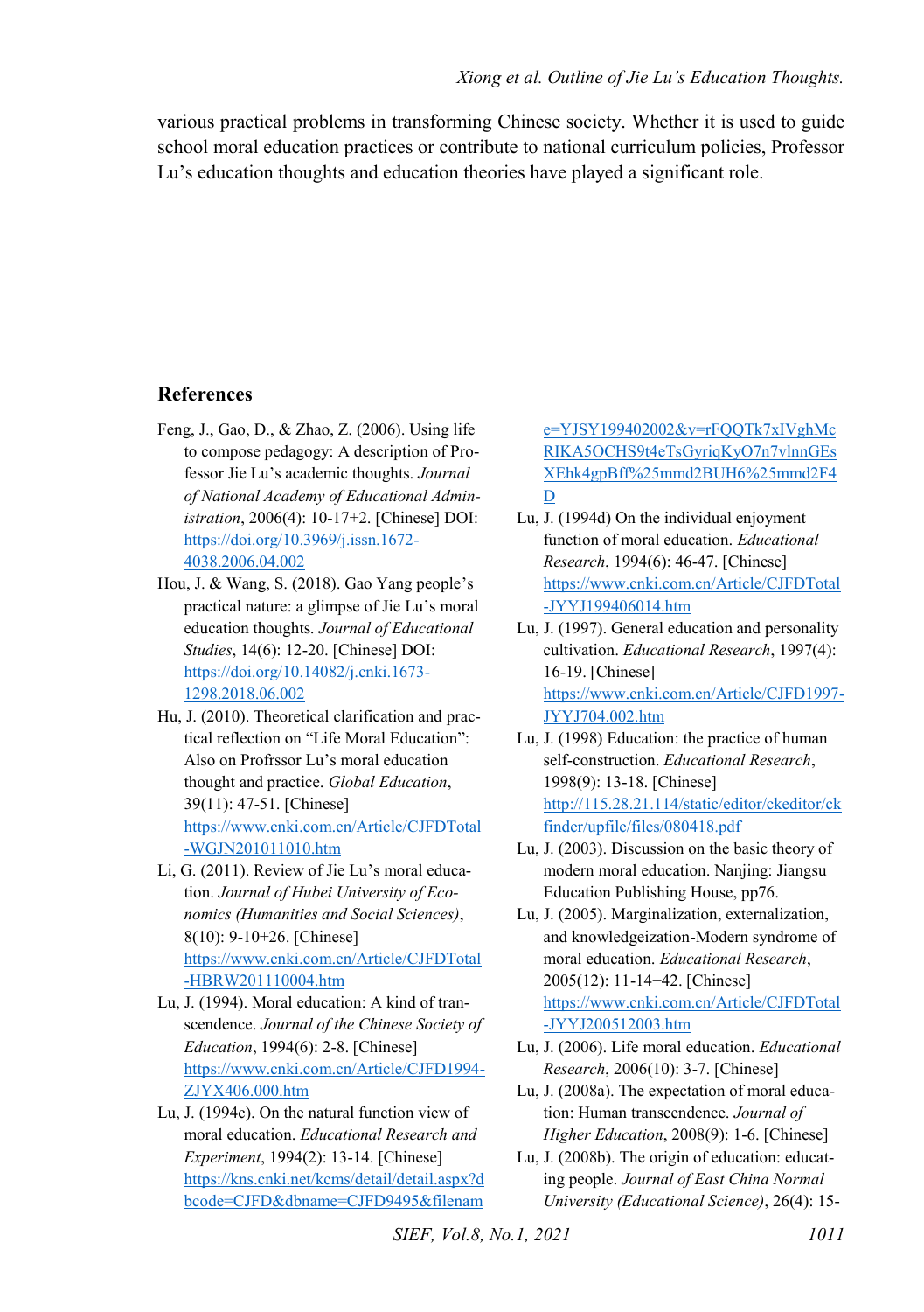various practical problems in transforming Chinese society. Whether it is used to guide school moral education practices or contribute to national curriculum policies, Professor Lu's education thoughts and education theories have played a significant role.

## References

Feng, J., Gao, D., & Zhao, Z. (2006). Using life to compose pedagogy: A description of Professor Jie Lu's academic thoughts. *Journal of National Academy of Educational Administration*, 2006(4): 10-17+2. [Chinese] DOI: https://doi.org/10.3969/j.issn.1672-4038.2006.04.002

Hou, J. & Wang, S. (2018). Gao Yang people's practical nature: a glimpse of Jie Lu's moral education thoughts. *Journal of Educational Studies*, 14(6): 12-20. [Chinese] DOI: https://doi.org/10.14082/j.cnki.1673-1298.2018.06.002

Hu, J. (2010). Theoretical clarification and practical reflection on "Life Moral Education": Also on Profrssor Lu's moral education thought and practice. *Global Education*, 39(11): 47-51. [Chinese] https://www.cnki.com.cn/Article/CJFDTotal-WGJN201011010.htm

Li, G. (2011). Review of Jie Lu's moral education. *Journal of Hubei University of Economics (Humanities and Social Sciences)*, 8(10): 9-10+26. [Chinese] https://www.cnki.com.cn/Article/CJFDTotal-HBRW201110004.htm

Lu, J. (1994). Moral education: A kind of transcendence. *Journal of the Chinese Society of Education*, 1994(6): 2-8. [Chinese] https://www.cnki.com.cn/Article/CJFD1994-ZJYX406.000.htm

Lu, J. (1994c). On the natural function view of moral education. *Educational Research and Experiment*, 1994(2): 13-14. [Chinese] https://kns.cnki.net/kcms/detail/detail.aspx?dbcode=CJFD&dbname=CJFD9495&filename=YJSY199402002&v=rFQQTk7xIVghMcRIKA5OCHS9t4eTsGyriqKyO7n7vlnnGEsXEhk4gpBff%25mmd2BUH6%25mmd2F4D

Lu, J. (1994d) On the individual enjoyment function of moral education. *Educational Research*, 1994(6): 46-47. [Chinese] https://www.cnki.com.cn/Article/CJFDTotal-JYYJ199406014.htm

Lu, J. (1997). General education and personality cultivation. *Educational Research*, 1997(4): 16-19. [Chinese] https://www.cnki.com.cn/Article/CJFD1997-JYYJ704.002.htm

Lu, J. (1998) Education: the practice of human self-construction. *Educational Research*, 1998(9): 13-18. [Chinese] http://115.28.21.114/static/editor/ckeditor/ckfinder/upfile/files/080418.pdf

Lu, J. (2003). Discussion on the basic theory of modern moral education. Nanjing: Jiangsu Education Publishing House, pp76.

Lu, J. (2005). Marginalization, externalization, and knowledgeization-Modern syndrome of moral education. *Educational Research*, 2005(12): 11-14+42. [Chinese] https://www.cnki.com.cn/Article/CJFDTotal-JYYJ200512003.htm

Lu, J. (2006). Life moral education. *Educational Research*, 2006(10): 3-7. [Chinese]

Lu, J. (2008a). The expectation of moral education: Human transcendence. *Journal of Higher Education*, 2008(9): 1-6. [Chinese]

Lu, J. (2008b). The origin of education: educating people. *Journal of East China Normal University (Educational Science)*, 26(4): 15-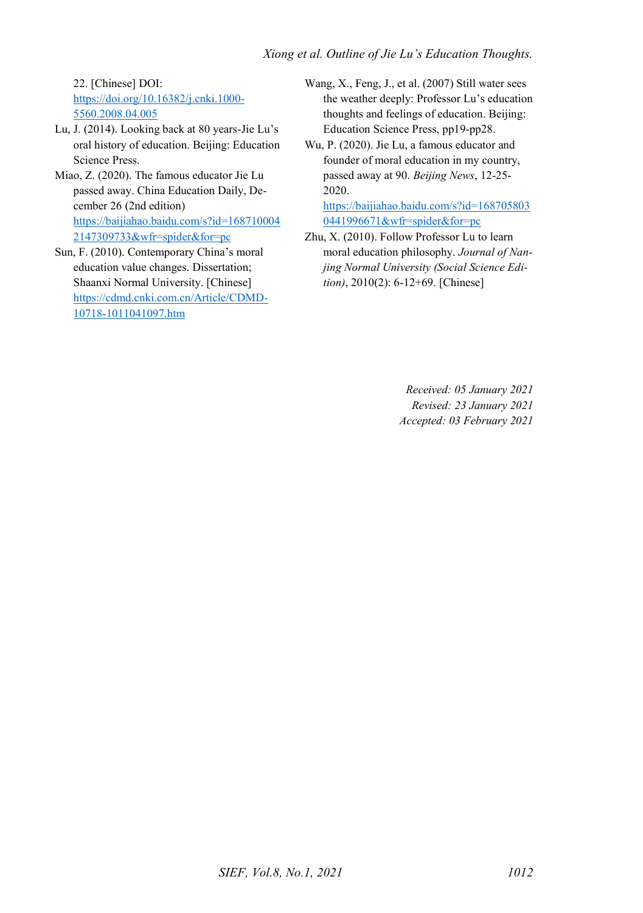22. [Chinese] DOI: https://doi.org/10.16382/j.cnki.1000-5560.2008.04.005

Lu, J. (2014). Looking back at 80 years-Jie Lu's oral history of education. Beijing: Education Science Press.

Miao, Z. (2020). The famous educator Jie Lu passed away. China Education Daily, December 26 (2nd edition) https://baijiahao.baidu.com/s?id=1687100042147309733&wfr=spider&for=pc

Sun, F. (2010). Contemporary China's moral education value changes. Dissertation; Shaanxi Normal University. [Chinese] https://cdmd.cnki.com.cn/Article/CDMD-10718-1011041097.htm

Wang, X., Feng, J., et al. (2007) Still water sees the weather deeply: Professor Lu's education thoughts and feelings of education. Beijing: Education Science Press, pp19-pp28.

Wu, P. (2020). Jie Lu, a famous educator and founder of moral education in my country, passed away at 90. *Beijing News*, 12-25-2020. https://baijiahao.baidu.com/s?id=1687058030441996671&wfr=spider&for=pc

Zhu, X. (2010). Follow Professor Lu to learn moral education philosophy. *Journal of Nanjing Normal University (Social Science Edition)*, 2010(2): 6-12+69. [Chinese]

*Received: 05 January 2021*
*Revised: 23 January 2021*
*Accepted: 03 February 2021*